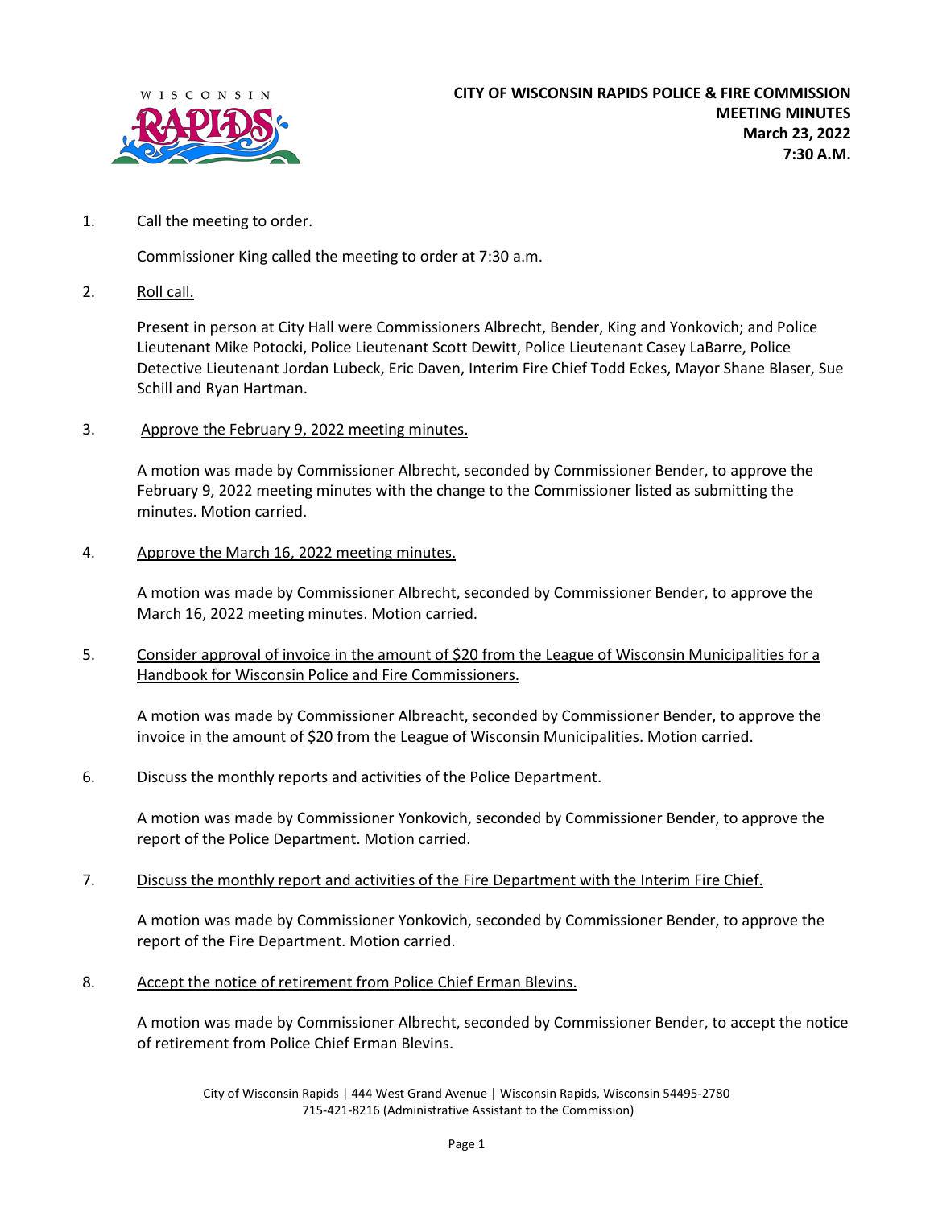**CITY OF WISCONSIN RAPIDS POLICE & FIRE COMMISSION**
**MEETING MINUTES**
**March 23, 2022**
**7:30 A.M.**

1. Call the meeting to order.

   Commissioner King called the meeting to order at 7:30 a.m.

2. Roll call.

   Present in person at City Hall were Commissioners Albrecht, Bender, King and Yonkovich; and Police Lieutenant Mike Potocki, Police Lieutenant Scott Dewitt, Police Lieutenant Casey LaBarre, Police Detective Lieutenant Jordan Lubeck, Eric Daven, Interim Fire Chief Todd Eckes, Mayor Shane Blaser, Sue Schill and Ryan Hartman.

3. Approve the February 9, 2022 meeting minutes.

   A motion was made by Commissioner Albrecht, seconded by Commissioner Bender, to approve the February 9, 2022 meeting minutes with the change to the Commissioner listed as submitting the minutes. Motion carried.

4. Approve the March 16, 2022 meeting minutes.

   A motion was made by Commissioner Albrecht, seconded by Commissioner Bender, to approve the March 16, 2022 meeting minutes. Motion carried.

5. Consider approval of invoice in the amount of $20 from the League of Wisconsin Municipalities for a Handbook for Wisconsin Police and Fire Commissioners.

   A motion was made by Commissioner Albreacht, seconded by Commissioner Bender, to approve the invoice in the amount of $20 from the League of Wisconsin Municipalities. Motion carried.

6. Discuss the monthly reports and activities of the Police Department.

   A motion was made by Commissioner Yonkovich, seconded by Commissioner Bender, to approve the report of the Police Department. Motion carried.

7. Discuss the monthly report and activities of the Fire Department with the Interim Fire Chief.

   A motion was made by Commissioner Yonkovich, seconded by Commissioner Bender, to approve the report of the Fire Department. Motion carried.

8. Accept the notice of retirement from Police Chief Erman Blevins.

   A motion was made by Commissioner Albrecht, seconded by Commissioner Bender, to accept the notice of retirement from Police Chief Erman Blevins.

City of Wisconsin Rapids | 444 West Grand Avenue | Wisconsin Rapids, Wisconsin 54495-2780
715-421-8216 (Administrative Assistant to the Commission)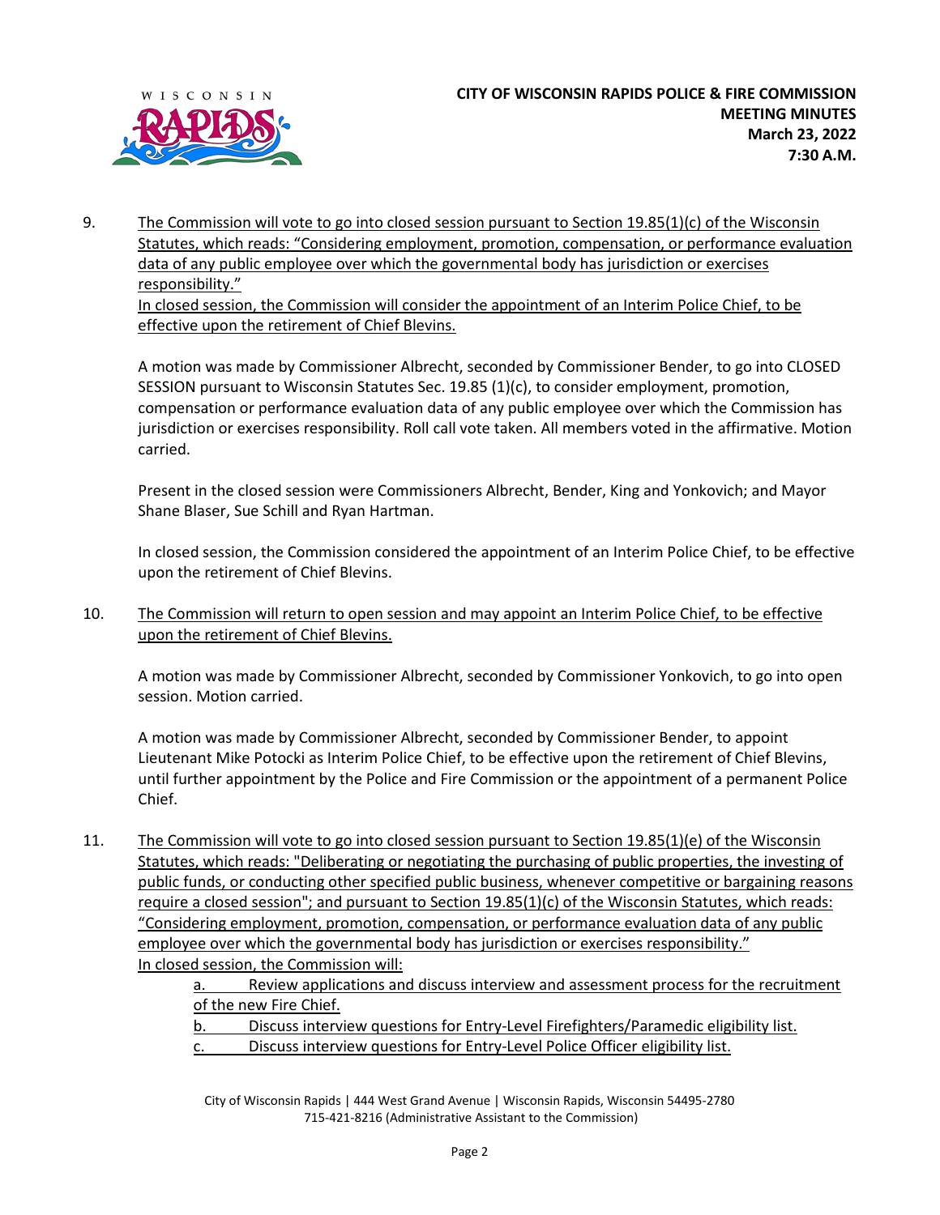9. <u>The Commission will vote to go into closed session pursuant to Section 19.85(1)(c) of the Wisconsin Statutes, which reads: "Considering employment, promotion, compensation, or performance evaluation data of any public employee over which the governmental body has jurisdiction or exercises responsibility."</u>
   <u>In closed session, the Commission will consider the appointment of an Interim Police Chief, to be effective upon the retirement of Chief Blevins.</u>

   A motion was made by Commissioner Albrecht, seconded by Commissioner Bender, to go into CLOSED SESSION pursuant to Wisconsin Statutes Sec. 19.85 (1)(c), to consider employment, promotion, compensation or performance evaluation data of any public employee over which the Commission has jurisdiction or exercises responsibility. Roll call vote taken. All members voted in the affirmative. Motion carried.

   Present in the closed session were Commissioners Albrecht, Bender, King and Yonkovich; and Mayor Shane Blaser, Sue Schill and Ryan Hartman.

   In closed session, the Commission considered the appointment of an Interim Police Chief, to be effective upon the retirement of Chief Blevins.

10. <u>The Commission will return to open session and may appoint an Interim Police Chief, to be effective upon the retirement of Chief Blevins.</u>

    A motion was made by Commissioner Albrecht, seconded by Commissioner Yonkovich, to go into open session. Motion carried.

    A motion was made by Commissioner Albrecht, seconded by Commissioner Bender, to appoint Lieutenant Mike Potocki as Interim Police Chief, to be effective upon the retirement of Chief Blevins, until further appointment by the Police and Fire Commission or the appointment of a permanent Police Chief.

11. <u>The Commission will vote to go into closed session pursuant to Section 19.85(1)(e) of the Wisconsin Statutes, which reads: "Deliberating or negotiating the purchasing of public properties, the investing of public funds, or conducting other specified public business, whenever competitive or bargaining reasons require a closed session"; and pursuant to Section 19.85(1)(c) of the Wisconsin Statutes, which reads: "Considering employment, promotion, compensation, or performance evaluation data of any public employee over which the governmental body has jurisdiction or exercises responsibility."</u>
    <u>In closed session, the Commission will:</u>

    <u>a. Review applications and discuss interview and assessment process for the recruitment of the new Fire Chief.</u>
    <u>b. Discuss interview questions for Entry-Level Firefighters/Paramedic eligibility list.</u>
    <u>c. Discuss interview questions for Entry-Level Police Officer eligibility list.</u>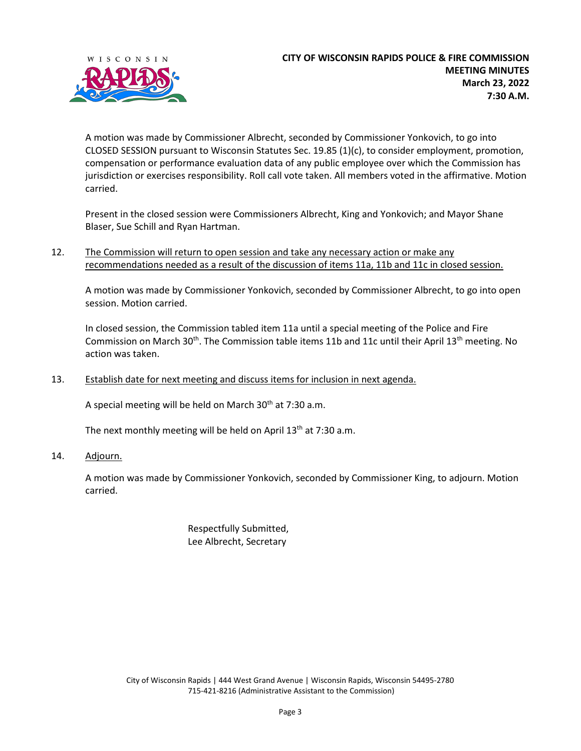**CITY OF WISCONSIN RAPIDS POLICE & FIRE COMMISSION**
**MEETING MINUTES**
**March 23, 2022**
**7:30 A.M.**

A motion was made by Commissioner Albrecht, seconded by Commissioner Yonkovich, to go into CLOSED SESSION pursuant to Wisconsin Statutes Sec. 19.85 (1)(c), to consider employment, promotion, compensation or performance evaluation data of any public employee over which the Commission has jurisdiction or exercises responsibility. Roll call vote taken. All members voted in the affirmative. Motion carried.

Present in the closed session were Commissioners Albrecht, King and Yonkovich; and Mayor Shane Blaser, Sue Schill and Ryan Hartman.

12. The Commission will return to open session and take any necessary action or make any recommendations needed as a result of the discussion of items 11a, 11b and 11c in closed session.

    A motion was made by Commissioner Yonkovich, seconded by Commissioner Albrecht, to go into open session. Motion carried.

    In closed session, the Commission tabled item 11a until a special meeting of the Police and Fire Commission on March 30th. The Commission table items 11b and 11c until their April 13th meeting. No action was taken.

13. Establish date for next meeting and discuss items for inclusion in next agenda.

    A special meeting will be held on March 30th at 7:30 a.m.

    The next monthly meeting will be held on April 13th at 7:30 a.m.

14. Adjourn.

    A motion was made by Commissioner Yonkovich, seconded by Commissioner King, to adjourn. Motion carried.

Respectfully Submitted,
Lee Albrecht, Secretary

City of Wisconsin Rapids | 444 West Grand Avenue | Wisconsin Rapids, Wisconsin 54495-2780
715-421-8216 (Administrative Assistant to the Commission)